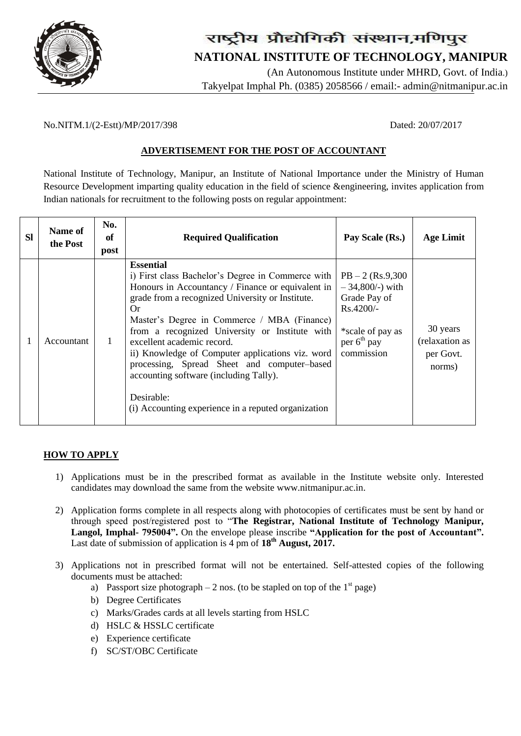# राष्ट्रीय प्रौद्योगिकी संस्थान,मणिपुर

# NATIONAL INSTITUTE OF TECHNOLOGY, MANIPUR

(An Autonomous Institute under MHRD, Govt. of India.)

Takyelpat Imphal Ph. (0385) 2058566 / email:- admin@nitmanipur.ac.in

No.NITM.1/(2-Estt)/MP/2017/398 Dated: 20/07/2017

## ADVERTISEMENT FOR THE POST OF ACCOUNTANT

National Institute of Technology, Manipur, an Institute of National Importance under the Ministry of Human Resource Development imparting quality education in the field of science &engineering, invites application from Indian nationals for recruitment to the following posts on regular appointment:

| Sl | Name of the Post | No. of post | Required Qualification | Pay Scale (Rs.) | Age Limit |
|---|---|---|---|---|---|
| 1 | Accountant | 1 | **Essential**<br>i) First class Bachelor's Degree in Commerce with Honours in Accountancy / Finance or equivalent in grade from a recognized University or Institute.<br>Or<br>Master's Degree in Commerce / MBA (Finance) from a recognized University or Institute with excellent academic record.<br>ii) Knowledge of Computer applications viz. word processing, Spread Sheet and computer–based accounting software (including Tally).<br><br>Desirable:<br>(i) Accounting experience in a reputed organization | PB – 2 (Rs.9,300 – 34,800/-) with Grade Pay of Rs.4200/-<br><br>*scale of pay as per 6th pay commission | 30 years (relaxation as per Govt. norms) |

## HOW TO APPLY

1) Applications must be in the prescribed format as available in the Institute website only. Interested candidates may download the same from the website www.nitmanipur.ac.in.

2) Application forms complete in all respects along with photocopies of certificates must be sent by hand or through speed post/registered post to "**The Registrar, National Institute of Technology Manipur, Langol, Imphal- 795004".** On the envelope please inscribe **"Application for the post of Accountant".** Last date of submission of application is 4 pm of **18th August, 2017.**

3) Applications not in prescribed format will not be entertained. Self-attested copies of the following documents must be attached:
   a) Passport size photograph – 2 nos. (to be stapled on top of the 1st page)
   b) Degree Certificates
   c) Marks/Grades cards at all levels starting from HSLC
   d) HSLC & HSSLC certificate
   e) Experience certificate
   f) SC/ST/OBC Certificate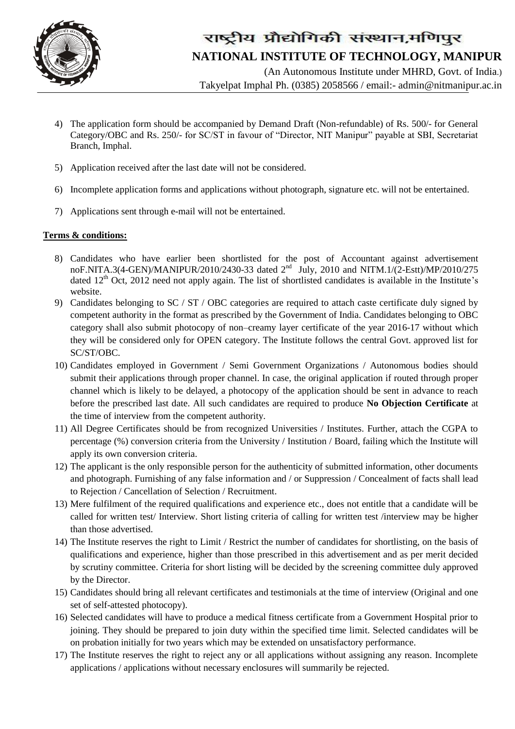4) The application form should be accompanied by Demand Draft (Non-refundable) of Rs. 500/- for General Category/OBC and Rs. 250/- for SC/ST in favour of "Director, NIT Manipur" payable at SBI, Secretariat Branch, Imphal.

5) Application received after the last date will not be considered.

6) Incomplete application forms and applications without photograph, signature etc. will not be entertained.

7) Applications sent through e-mail will not be entertained.

**Terms & conditions:**

8) Candidates who have earlier been shortlisted for the post of Accountant against advertisement noF.NITA.3(4-GEN)/MANIPUR/2010/2430-33 dated 2nd July, 2010 and NITM.1/(2-Estt)/MP/2010/275 dated 12th Oct, 2012 need not apply again. The list of shortlisted candidates is available in the Institute's website.
9) Candidates belonging to SC / ST / OBC categories are required to attach caste certificate duly signed by competent authority in the format as prescribed by the Government of India. Candidates belonging to OBC category shall also submit photocopy of non–creamy layer certificate of the year 2016-17 without which they will be considered only for OPEN category. The Institute follows the central Govt. approved list for SC/ST/OBC.
10) Candidates employed in Government / Semi Government Organizations / Autonomous bodies should submit their applications through proper channel. In case, the original application if routed through proper channel which is likely to be delayed, a photocopy of the application should be sent in advance to reach before the prescribed last date. All such candidates are required to produce **No Objection Certificate** at the time of interview from the competent authority.
11) All Degree Certificates should be from recognized Universities / Institutes. Further, attach the CGPA to percentage (%) conversion criteria from the University / Institution / Board, failing which the Institute will apply its own conversion criteria.
12) The applicant is the only responsible person for the authenticity of submitted information, other documents and photograph. Furnishing of any false information and / or Suppression / Concealment of facts shall lead to Rejection / Cancellation of Selection / Recruitment.
13) Mere fulfilment of the required qualifications and experience etc., does not entitle that a candidate will be called for written test/ Interview. Short listing criteria of calling for written test /interview may be higher than those advertised.
14) The Institute reserves the right to Limit / Restrict the number of candidates for shortlisting, on the basis of qualifications and experience, higher than those prescribed in this advertisement and as per merit decided by scrutiny committee. Criteria for short listing will be decided by the screening committee duly approved by the Director.
15) Candidates should bring all relevant certificates and testimonials at the time of interview (Original and one set of self-attested photocopy).
16) Selected candidates will have to produce a medical fitness certificate from a Government Hospital prior to joining. They should be prepared to join duty within the specified time limit. Selected candidates will be on probation initially for two years which may be extended on unsatisfactory performance.
17) The Institute reserves the right to reject any or all applications without assigning any reason. Incomplete applications / applications without necessary enclosures will summarily be rejected.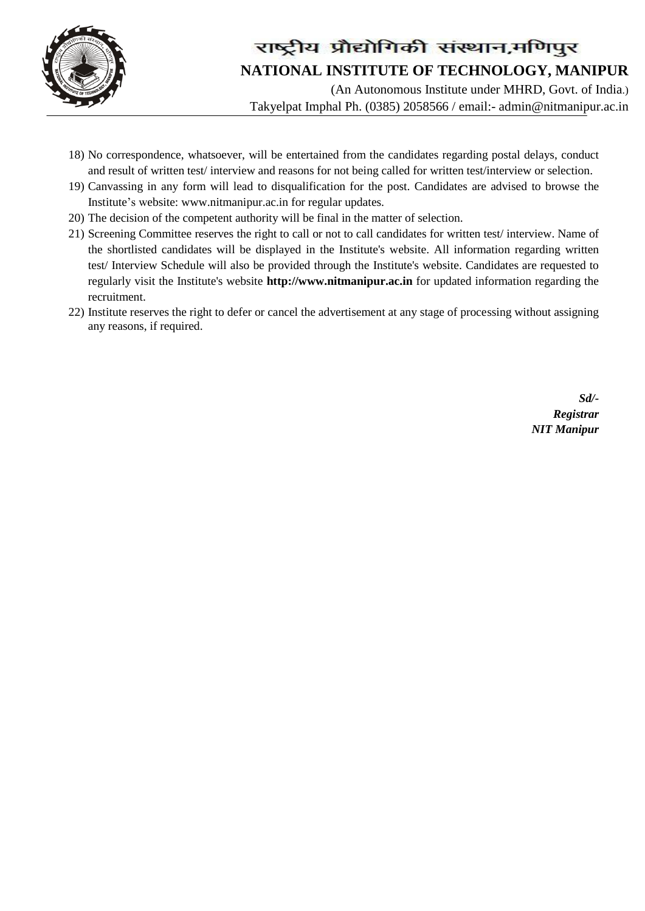18) No correspondence, whatsoever, will be entertained from the candidates regarding postal delays, conduct and result of written test/ interview and reasons for not being called for written test/interview or selection.
19) Canvassing in any form will lead to disqualification for the post. Candidates are advised to browse the Institute's website: www.nitmanipur.ac.in for regular updates.
20) The decision of the competent authority will be final in the matter of selection.
21) Screening Committee reserves the right to call or not to call candidates for written test/ interview. Name of the shortlisted candidates will be displayed in the Institute's website. All information regarding written test/ Interview Schedule will also be provided through the Institute's website. Candidates are requested to regularly visit the Institute's website **http://www.nitmanipur.ac.in** for updated information regarding the recruitment.
22) Institute reserves the right to defer or cancel the advertisement at any stage of processing without assigning any reasons, if required.

***Sd/-***
***Registrar***
***NIT Manipur***